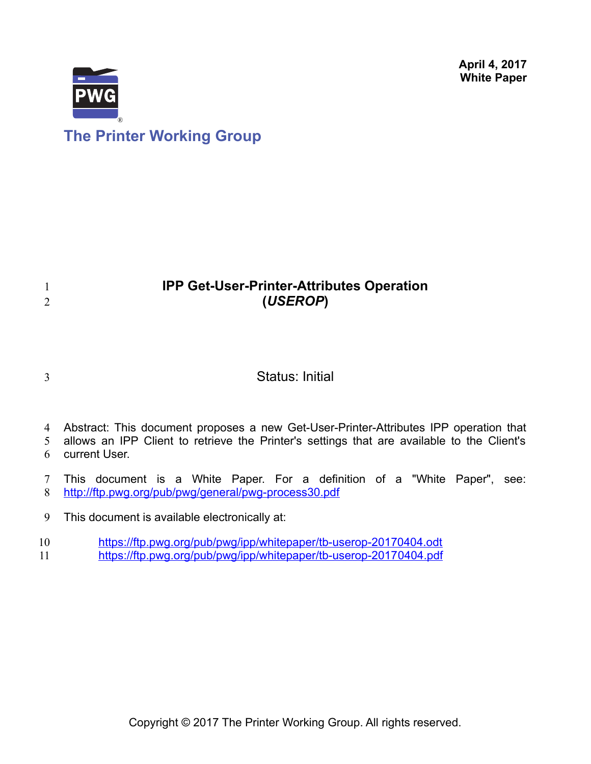April 4, 2017
White Paper

The Printer Working Group

# IPP Get-User-Printer-Attributes Operation (*USEROP*)

Status: Initial

Abstract: This document proposes a new Get-User-Printer-Attributes IPP operation that allows an IPP Client to retrieve the Printer's settings that are available to the Client's current User.

This document is a White Paper. For a definition of a "White Paper", see: http://ftp.pwg.org/pub/pwg/general/pwg-process30.pdf

This document is available electronically at:

https://ftp.pwg.org/pub/pwg/ipp/whitepaper/tb-userop-20170404.odt
https://ftp.pwg.org/pub/pwg/ipp/whitepaper/tb-userop-20170404.pdf

Copyright © 2017 The Printer Working Group. All rights reserved.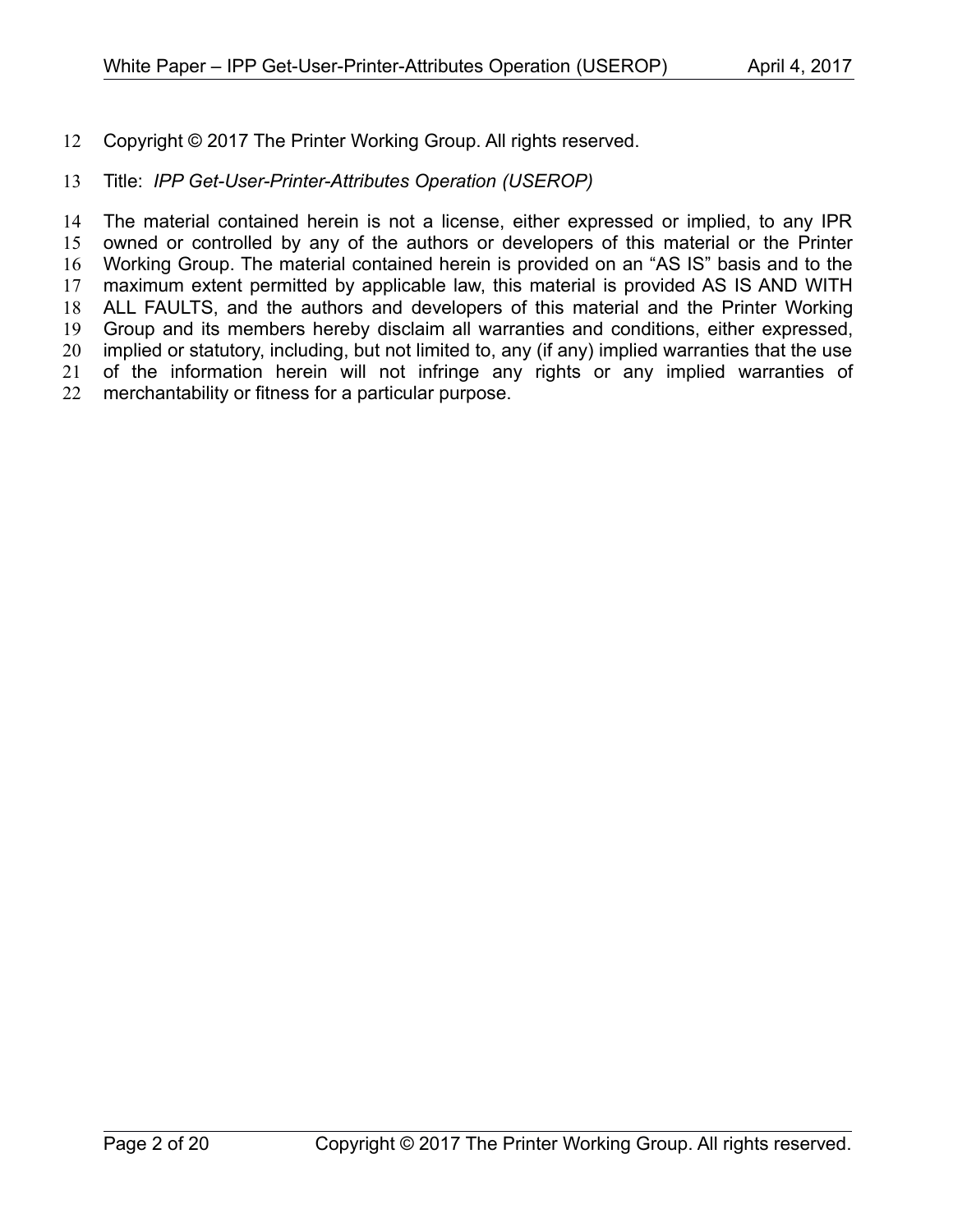Copyright © 2017 The Printer Working Group. All rights reserved.

Title: *IPP Get-User-Printer-Attributes Operation (USEROP)*

The material contained herein is not a license, either expressed or implied, to any IPR owned or controlled by any of the authors or developers of this material or the Printer Working Group. The material contained herein is provided on an "AS IS" basis and to the maximum extent permitted by applicable law, this material is provided AS IS AND WITH ALL FAULTS, and the authors and developers of this material and the Printer Working Group and its members hereby disclaim all warranties and conditions, either expressed, implied or statutory, including, but not limited to, any (if any) implied warranties that the use of the information herein will not infringe any rights or any implied warranties of merchantability or fitness for a particular purpose.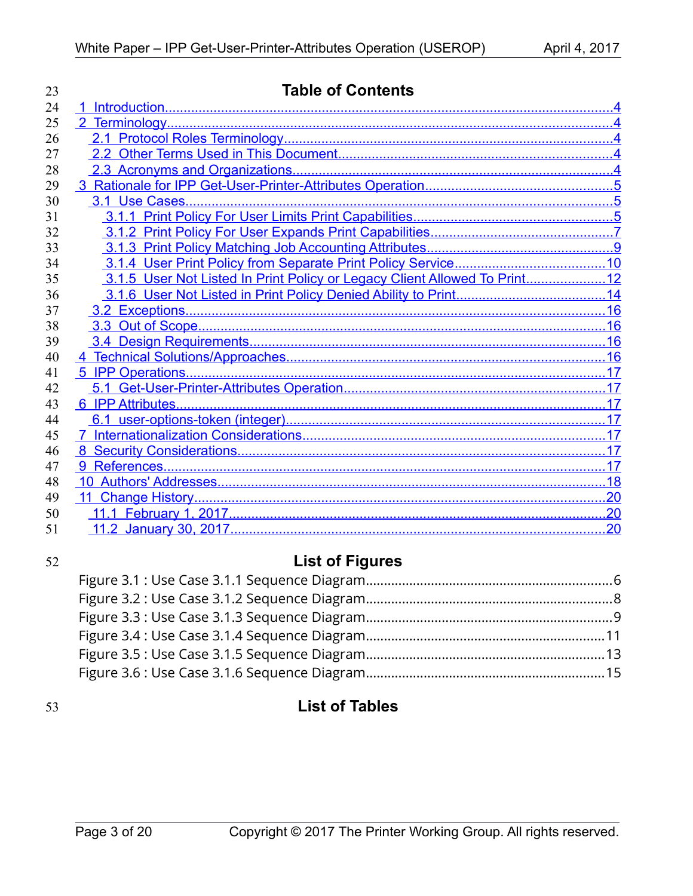# Table of Contents

- 1 Introduction....4
- 2 Terminology....4
  - 2.1 Protocol Roles Terminology....4
  - 2.2 Other Terms Used in This Document....4
  - 2.3 Acronyms and Organizations....4
- 3 Rationale for IPP Get-User-Printer-Attributes Operation....5
  - 3.1 Use Cases....5
    - 3.1.1 Print Policy For User Limits Print Capabilities....5
    - 3.1.2 Print Policy For User Expands Print Capabilities....7
    - 3.1.3 Print Policy Matching Job Accounting Attributes....9
    - 3.1.4 User Print Policy from Separate Print Policy Service....10
    - 3.1.5 User Not Listed In Print Policy or Legacy Client Allowed To Print....12
    - 3.1.6 User Not Listed in Print Policy Denied Ability to Print....14
  - 3.2 Exceptions....16
  - 3.3 Out of Scope....16
  - 3.4 Design Requirements....16
- 4 Technical Solutions/Approaches....16
- 5 IPP Operations....17
  - 5.1 Get-User-Printer-Attributes Operation....17
- 6 IPP Attributes....17
  - 6.1 user-options-token (integer)....17
- 7 Internationalization Considerations....17
- 8 Security Considerations....17
- 9 References....17
- 10 Authors' Addresses....18
- 11 Change History....20
  - 11.1 February 1, 2017....20
  - 11.2 January 30, 2017....20

# List of Figures

- Figure 3.1 : Use Case 3.1.1 Sequence Diagram....6
- Figure 3.2 : Use Case 3.1.2 Sequence Diagram....8
- Figure 3.3 : Use Case 3.1.3 Sequence Diagram....9
- Figure 3.4 : Use Case 3.1.4 Sequence Diagram....11
- Figure 3.5 : Use Case 3.1.5 Sequence Diagram....13
- Figure 3.6 : Use Case 3.1.6 Sequence Diagram....15

# List of Tables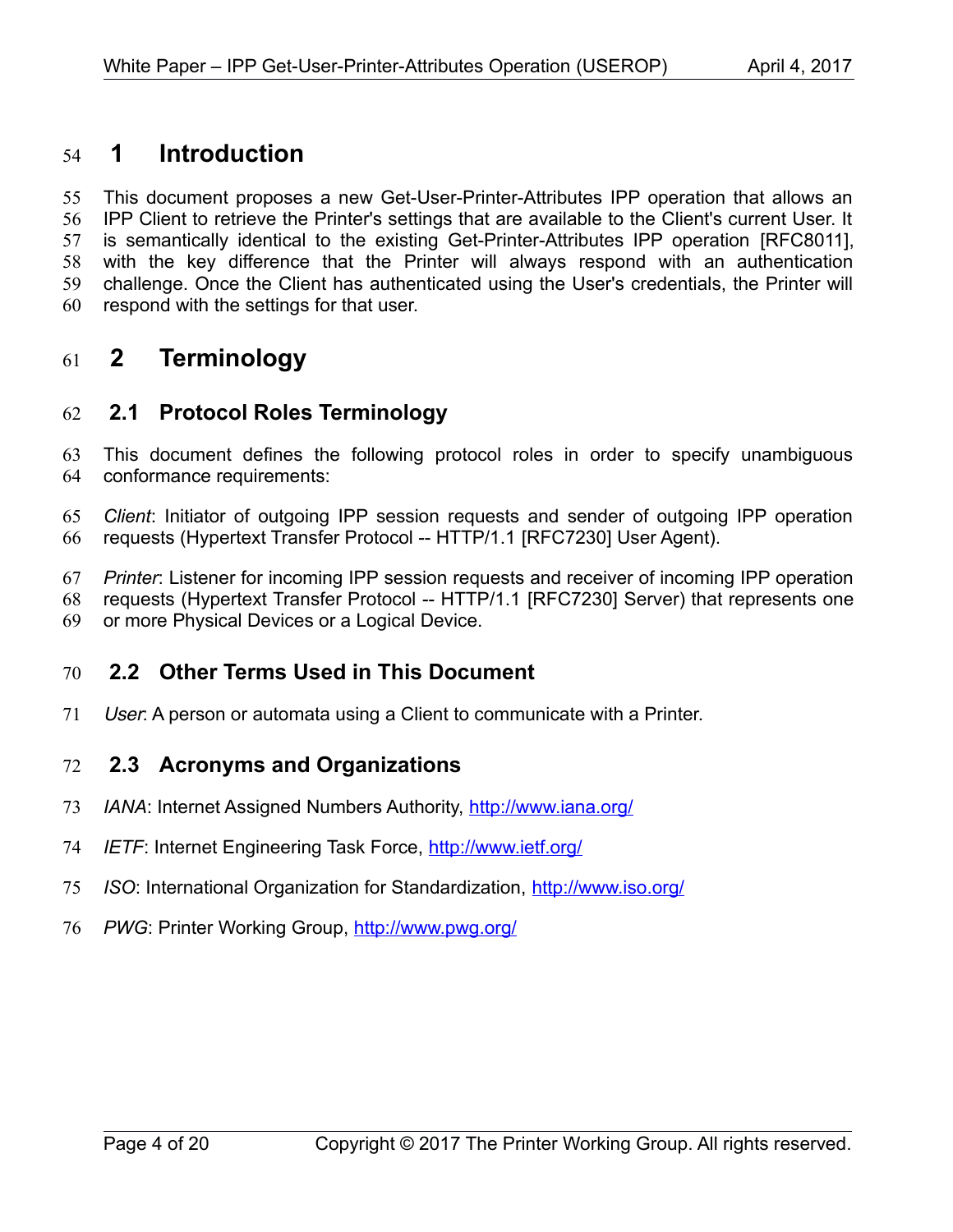# 1 Introduction

This document proposes a new Get-User-Printer-Attributes IPP operation that allows an IPP Client to retrieve the Printer's settings that are available to the Client's current User. It is semantically identical to the existing Get-Printer-Attributes IPP operation [RFC8011], with the key difference that the Printer will always respond with an authentication challenge. Once the Client has authenticated using the User's credentials, the Printer will respond with the settings for that user.

# 2 Terminology

## 2.1 Protocol Roles Terminology

This document defines the following protocol roles in order to specify unambiguous conformance requirements:

*Client*: Initiator of outgoing IPP session requests and sender of outgoing IPP operation requests (Hypertext Transfer Protocol -- HTTP/1.1 [RFC7230] User Agent).

*Printer*: Listener for incoming IPP session requests and receiver of incoming IPP operation requests (Hypertext Transfer Protocol -- HTTP/1.1 [RFC7230] Server) that represents one or more Physical Devices or a Logical Device.

## 2.2 Other Terms Used in This Document

*User*: A person or automata using a Client to communicate with a Printer.

## 2.3 Acronyms and Organizations

*IANA*: Internet Assigned Numbers Authority, http://www.iana.org/

*IETF*: Internet Engineering Task Force, http://www.ietf.org/

*ISO*: International Organization for Standardization, http://www.iso.org/

*PWG*: Printer Working Group, http://www.pwg.org/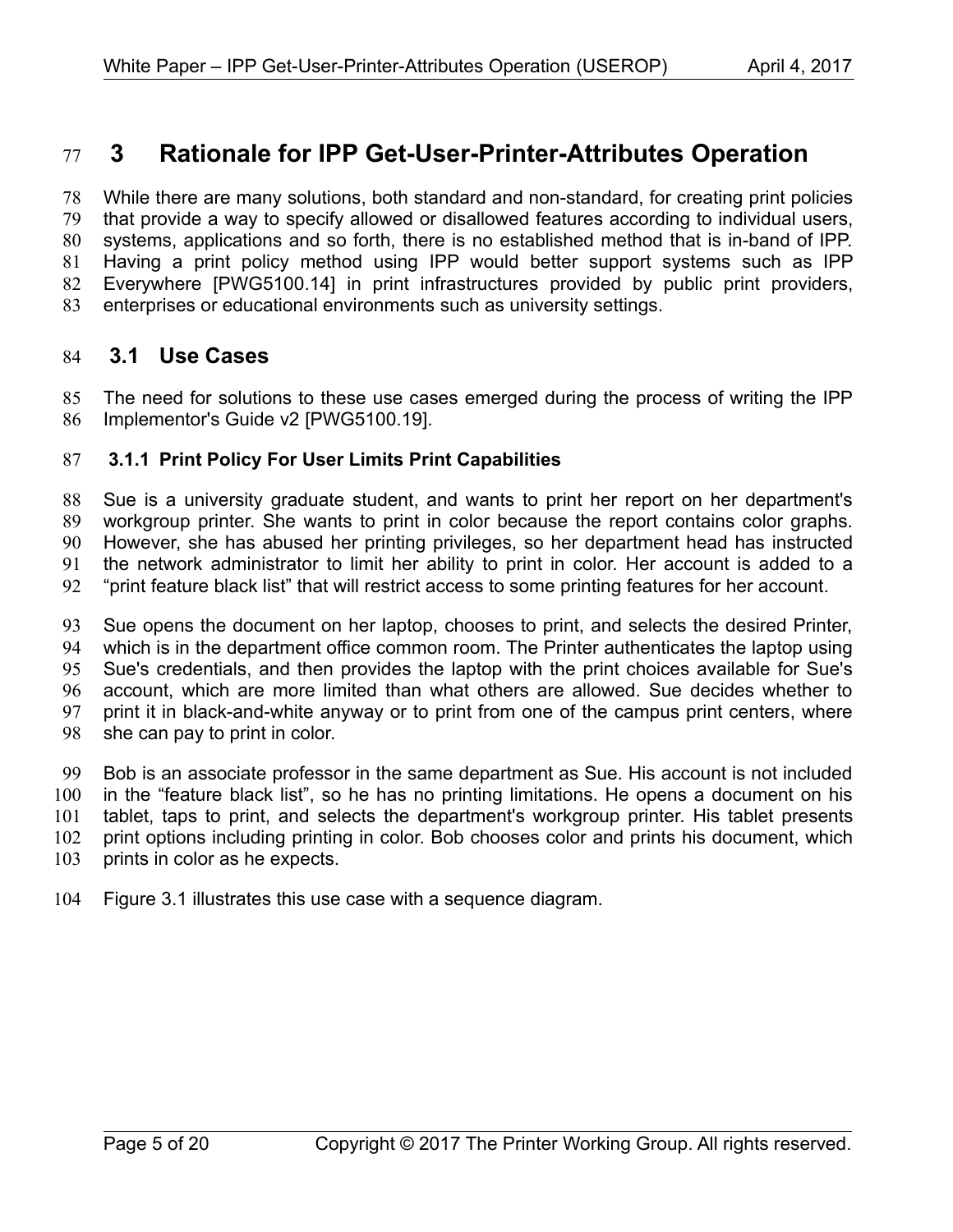# 3 Rationale for IPP Get-User-Printer-Attributes Operation

While there are many solutions, both standard and non-standard, for creating print policies that provide a way to specify allowed or disallowed features according to individual users, systems, applications and so forth, there is no established method that is in-band of IPP. Having a print policy method using IPP would better support systems such as IPP Everywhere [PWG5100.14] in print infrastructures provided by public print providers, enterprises or educational environments such as university settings.

## 3.1 Use Cases

The need for solutions to these use cases emerged during the process of writing the IPP Implementor's Guide v2 [PWG5100.19].

### 3.1.1 Print Policy For User Limits Print Capabilities

Sue is a university graduate student, and wants to print her report on her department's workgroup printer. She wants to print in color because the report contains color graphs. However, she has abused her printing privileges, so her department head has instructed the network administrator to limit her ability to print in color. Her account is added to a "print feature black list" that will restrict access to some printing features for her account.

Sue opens the document on her laptop, chooses to print, and selects the desired Printer, which is in the department office common room. The Printer authenticates the laptop using Sue's credentials, and then provides the laptop with the print choices available for Sue's account, which are more limited than what others are allowed. Sue decides whether to print it in black-and-white anyway or to print from one of the campus print centers, where she can pay to print in color.

Bob is an associate professor in the same department as Sue. His account is not included in the "feature black list", so he has no printing limitations. He opens a document on his tablet, taps to print, and selects the department's workgroup printer. His tablet presents print options including printing in color. Bob chooses color and prints his document, which prints in color as he expects.

Figure 3.1 illustrates this use case with a sequence diagram.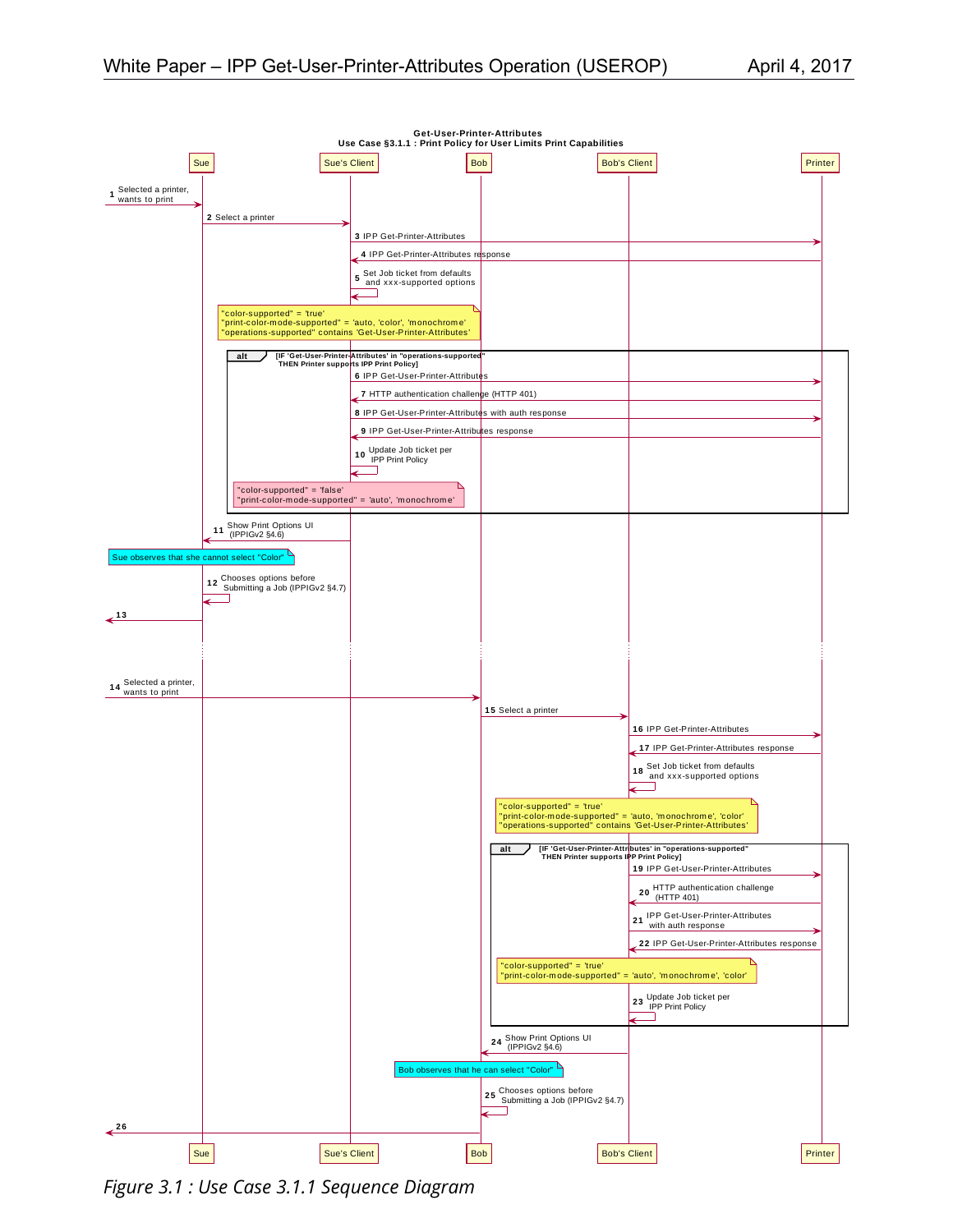**Get-User-Printer-Attributes**
**Use Case §3.1.1 : Print Policy for User Limits Print Capabilities**

Participants: Sue | Sue's Client | Bob | Bob's Client | Printer

1. Selected a printer, wants to print (→ Sue)
2. Select a printer (Sue → Sue's Client)
3. IPP Get-Printer-Attributes (Sue's Client → Printer)
4. IPP Get-Printer-Attributes response (Printer → Sue's Client)
5. Set Job ticket from defaults and xxx-supported options (Sue's Client)

> "color-supported" = 'true'
> "print-color-mode-supported" = 'auto, 'color', 'monochrome'
> "operations-supported" contains 'Get-User-Printer-Attributes'

**alt** [IF 'Get-User-Printer-Attributes' in "operations-supported" THEN Printer supports IPP Print Policy]

6. IPP Get-User-Printer-Attributes (Sue's Client → Printer)
7. HTTP authentication challenge (HTTP 401) (Printer → Sue's Client)
8. IPP Get-User-Printer-Attributes with auth response (Sue's Client → Printer)
9. IPP Get-User-Printer-Attributes response (Printer → Sue's Client)
10. Update Job ticket per IPP Print Policy (Sue's Client)

> "color-supported" = 'false'
> "print-color-mode-supported" = 'auto', 'monochrome'

11. Show Print Options UI (IPPIGv2 §4.6) (Sue's Client → Sue)

> Sue observes that she cannot select "Color"

12. Chooses options before Submitting a Job (IPPIGv2 §4.7) (Sue)
13. (Sue →)

14. Selected a printer, wants to print (→ Bob)
15. Select a printer (Bob → Bob's Client)
16. IPP Get-Printer-Attributes (Bob's Client → Printer)
17. IPP Get-Printer-Attributes response (Printer → Bob's Client)
18. Set Job ticket from defaults and xxx-supported options (Bob's Client)

> "color-supported" = 'true'
> "print-color-mode-supported" = 'auto, 'monochrome', 'color'
> "operations-supported" contains 'Get-User-Printer-Attributes'

**alt** [IF 'Get-User-Printer-Attributes' in "operations-supported" THEN Printer supports IPP Print Policy]

19. IPP Get-User-Printer-Attributes (Bob's Client → Printer)
20. HTTP authentication challenge (HTTP 401) (Printer → Bob's Client)
21. IPP Get-User-Printer-Attributes with auth response (Bob's Client → Printer)
22. IPP Get-User-Printer-Attributes response (Printer → Bob's Client)

> "color-supported" = 'true'
> "print-color-mode-supported" = 'auto', 'monochrome', 'color'

23. Update Job ticket per IPP Print Policy (Bob's Client)
24. Show Print Options UI (IPPIGv2 §4.6) (Bob's Client → Bob)

> Bob observes that he can select "Color"

25. Chooses options before Submitting a Job (IPPIGv2 §4.7) (Bob)
26. (Bob →)

*Figure 3.1 : Use Case 3.1.1 Sequence Diagram*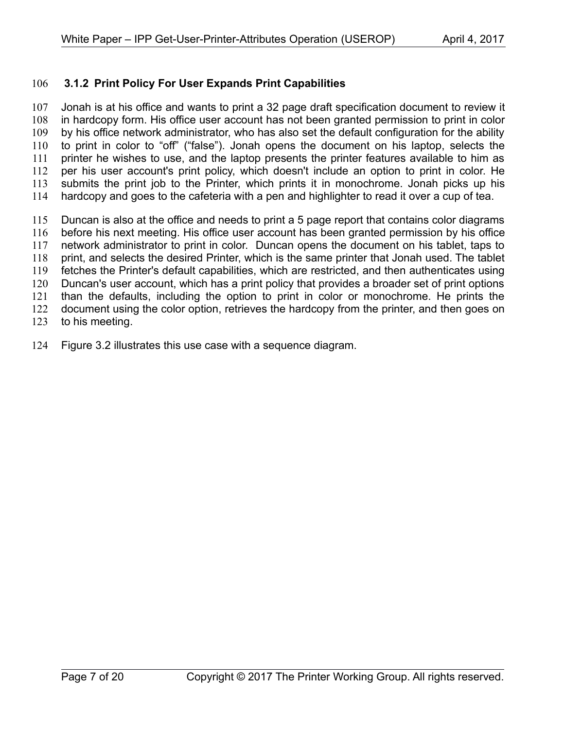### 3.1.2 Print Policy For User Expands Print Capabilities

Jonah is at his office and wants to print a 32 page draft specification document to review it in hardcopy form. His office user account has not been granted permission to print in color by his office network administrator, who has also set the default configuration for the ability to print in color to “off” (“false”). Jonah opens the document on his laptop, selects the printer he wishes to use, and the laptop presents the printer features available to him as per his user account's print policy, which doesn't include an option to print in color. He submits the print job to the Printer, which prints it in monochrome. Jonah picks up his hardcopy and goes to the cafeteria with a pen and highlighter to read it over a cup of tea.

Duncan is also at the office and needs to print a 5 page report that contains color diagrams before his next meeting. His office user account has been granted permission by his office network administrator to print in color. Duncan opens the document on his tablet, taps to print, and selects the desired Printer, which is the same printer that Jonah used. The tablet fetches the Printer's default capabilities, which are restricted, and then authenticates using Duncan's user account, which has a print policy that provides a broader set of print options than the defaults, including the option to print in color or monochrome. He prints the document using the color option, retrieves the hardcopy from the printer, and then goes on to his meeting.

Figure 3.2 illustrates this use case with a sequence diagram.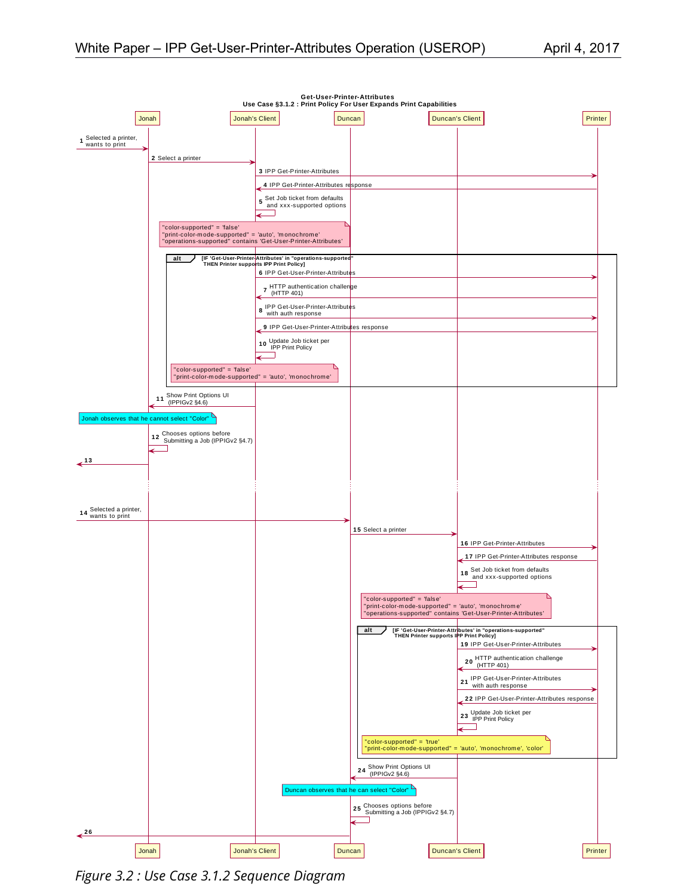**Get-User-Printer-Attributes**
**Use Case §3.1.2 : Print Policy For User Expands Print Capabilities**

Participants: Jonah | Jonah's Client | Duncan | Duncan's Client | Printer

1. → Jonah: Selected a printer, wants to print
2. Jonah → Jonah's Client: Select a printer
3. Jonah's Client → Printer: IPP Get-Printer-Attributes
4. Printer → Jonah's Client: IPP Get-Printer-Attributes response
5. Jonah's Client → Jonah's Client: Set Job ticket from defaults and xxx-supported options

Note (Jonah's Client):
"color-supported" = 'false'
"print-color-mode-supported" = 'auto', 'monochrome'
"operations-supported" contains 'Get-User-Printer-Attributes'

**alt** [IF 'Get-User-Printer-Attributes' in "operations-supported" THEN Printer supports IPP Print Policy]

6. Jonah's Client → Printer: IPP Get-User-Printer-Attributes
7. Printer → Jonah's Client: HTTP authentication challenge (HTTP 401)
8. Jonah's Client → Printer: IPP Get-User-Printer-Attributes with auth response
9. Printer → Jonah's Client: IPP Get-User-Printer-Attributes response
10. Jonah's Client → Jonah's Client: Update Job ticket per IPP Print Policy

Note (Jonah's Client):
"color-supported" = 'false'
"print-color-mode-supported" = 'auto', 'monochrome'

11. Jonah's Client → Jonah: Show Print Options UI (IPPIGv2 §4.6)

Note (Jonah): Jonah observes that he cannot select "Color"

12. Jonah → Jonah: Chooses options before Submitting a Job (IPPIGv2 §4.7)
13. Jonah →

...

14. → Duncan: Selected a printer, wants to print
15. Duncan → Duncan's Client: Select a printer
16. Duncan's Client → Printer: IPP Get-Printer-Attributes
17. Printer → Duncan's Client: IPP Get-Printer-Attributes response
18. Duncan's Client → Duncan's Client: Set Job ticket from defaults and xxx-supported options

Note (Duncan's Client):
"color-supported" = 'false'
"print-color-mode-supported" = 'auto', 'monochrome'
"operations-supported" contains 'Get-User-Printer-Attributes'

**alt** [IF 'Get-User-Printer-Attributes' in "operations-supported" THEN Printer supports IPP Print Policy]

19. Duncan's Client → Printer: IPP Get-User-Printer-Attributes
20. Printer → Duncan's Client: HTTP authentication challenge (HTTP 401)
21. Duncan's Client → Printer: IPP Get-User-Printer-Attributes with auth response
22. Printer → Duncan's Client: IPP Get-User-Printer-Attributes response
23. Duncan's Client → Duncan's Client: Update Job ticket per IPP Print Policy

Note (Duncan's Client):
"color-supported" = 'true'
"print-color-mode-supported" = 'auto', 'monochrome', 'color'

24. Duncan's Client → Duncan: Show Print Options UI (IPPIGv2 §4.6)

Note (Duncan): Duncan observes that he can select "Color"

25. Duncan → Duncan: Chooses options before Submitting a Job (IPPIGv2 §4.7)
26. Duncan →

*Figure 3.2 : Use Case 3.1.2 Sequence Diagram*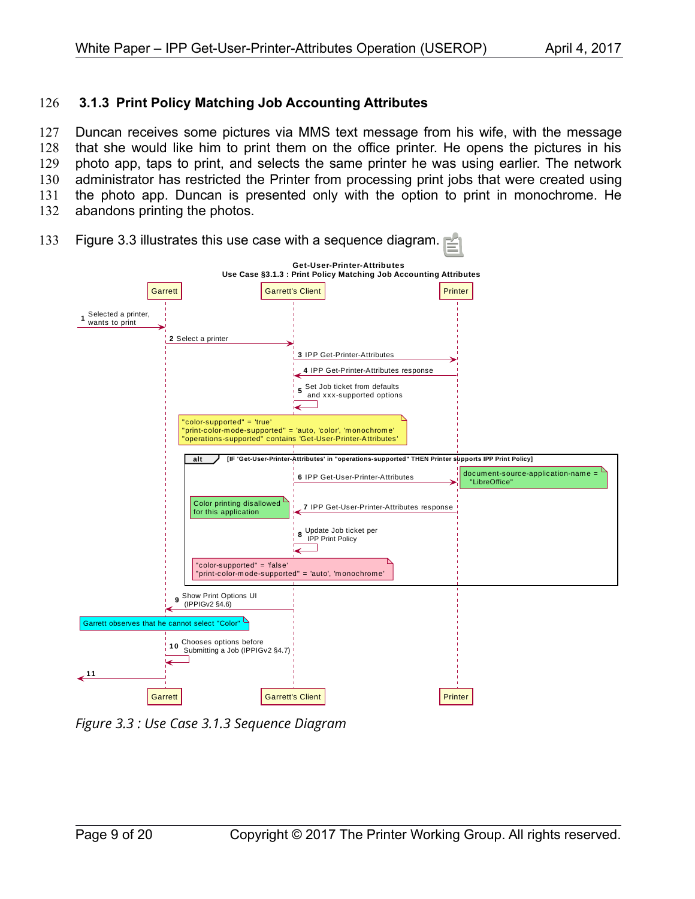### 3.1.3 Print Policy Matching Job Accounting Attributes

Duncan receives some pictures via MMS text message from his wife, with the message that she would like him to print them on the office printer. He opens the pictures in his photo app, taps to print, and selects the same printer he was using earlier. The network administrator has restricted the Printer from processing print jobs that were created using the photo app. Duncan is presented only with the option to print in monochrome. He abandons printing the photos.

Figure 3.3 illustrates this use case with a sequence diagram.

**Get-User-Printer-Attributes**
**Use Case §3.1.3 : Print Policy Matching Job Accounting Attributes**

Participants: Garrett, Garrett's Client, Printer

1. Selected a printer, wants to print (→ Garrett)
2. Select a printer (Garrett → Garrett's Client)
3. IPP Get-Printer-Attributes (Garrett's Client → Printer)
4. IPP Get-Printer-Attributes response (Printer → Garrett's Client)
5. Set Job ticket from defaults and xxx-supported options (Garrett's Client)

Note: "color-supported" = 'true'
"print-color-mode-supported" = 'auto, 'color', 'monochrome'
"operations-supported" contains 'Get-User-Printer-Attributes'

alt [IF 'Get-User-Printer-Attributes' in "operations-supported" THEN Printer supports IPP Print Policy]

6. IPP Get-User-Printer-Attributes (Garrett's Client → Printer)
   Note: document-source-application-name = "LibreOffice"
7. IPP Get-User-Printer-Attributes response (Printer → Garrett's Client)
   Note: Color printing disallowed for this application
8. Update Job ticket per IPP Print Policy (Garrett's Client)
   Note: "color-supported" = 'false'
   "print-color-mode-supported" = 'auto', 'monochrome'

9. Show Print Options UI (IPPIGv2 §4.6) (Garrett's Client → Garrett)

Note: Garrett observes that he cannot select "Color"

10. Chooses options before Submitting a Job (IPPIGv2 §4.7) (Garrett)
11. (Garrett →)

*Figure 3.3 : Use Case 3.1.3 Sequence Diagram*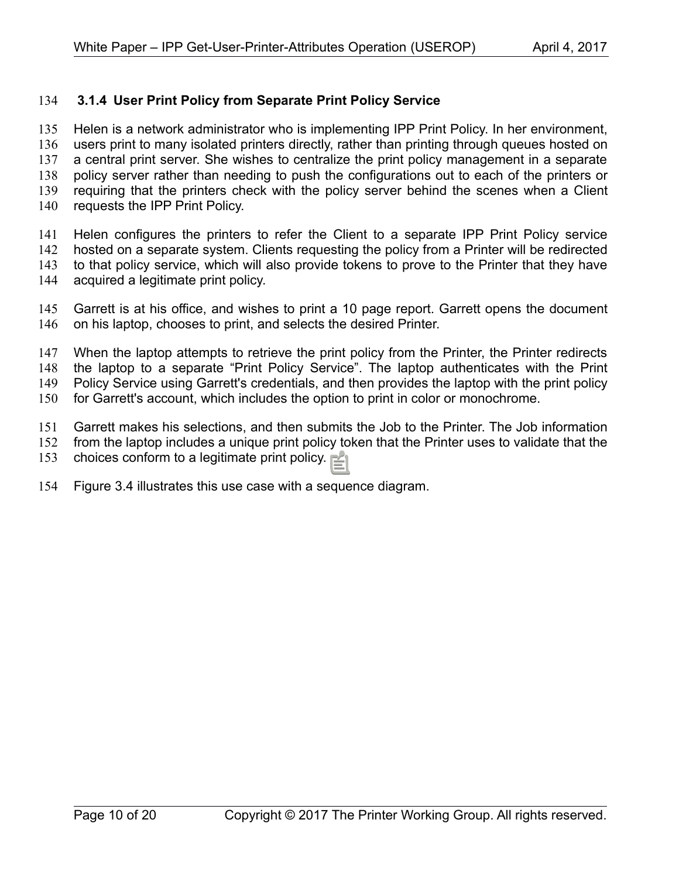### 3.1.4 User Print Policy from Separate Print Policy Service

Helen is a network administrator who is implementing IPP Print Policy. In her environment, users print to many isolated printers directly, rather than printing through queues hosted on a central print server. She wishes to centralize the print policy management in a separate policy server rather than needing to push the configurations out to each of the printers or requiring that the printers check with the policy server behind the scenes when a Client requests the IPP Print Policy.

Helen configures the printers to refer the Client to a separate IPP Print Policy service hosted on a separate system. Clients requesting the policy from a Printer will be redirected to that policy service, which will also provide tokens to prove to the Printer that they have acquired a legitimate print policy.

Garrett is at his office, and wishes to print a 10 page report. Garrett opens the document on his laptop, chooses to print, and selects the desired Printer.

When the laptop attempts to retrieve the print policy from the Printer, the Printer redirects the laptop to a separate "Print Policy Service". The laptop authenticates with the Print Policy Service using Garrett's credentials, and then provides the laptop with the print policy for Garrett's account, which includes the option to print in color or monochrome.

Garrett makes his selections, and then submits the Job to the Printer. The Job information from the laptop includes a unique print policy token that the Printer uses to validate that the choices conform to a legitimate print policy.

Figure 3.4 illustrates this use case with a sequence diagram.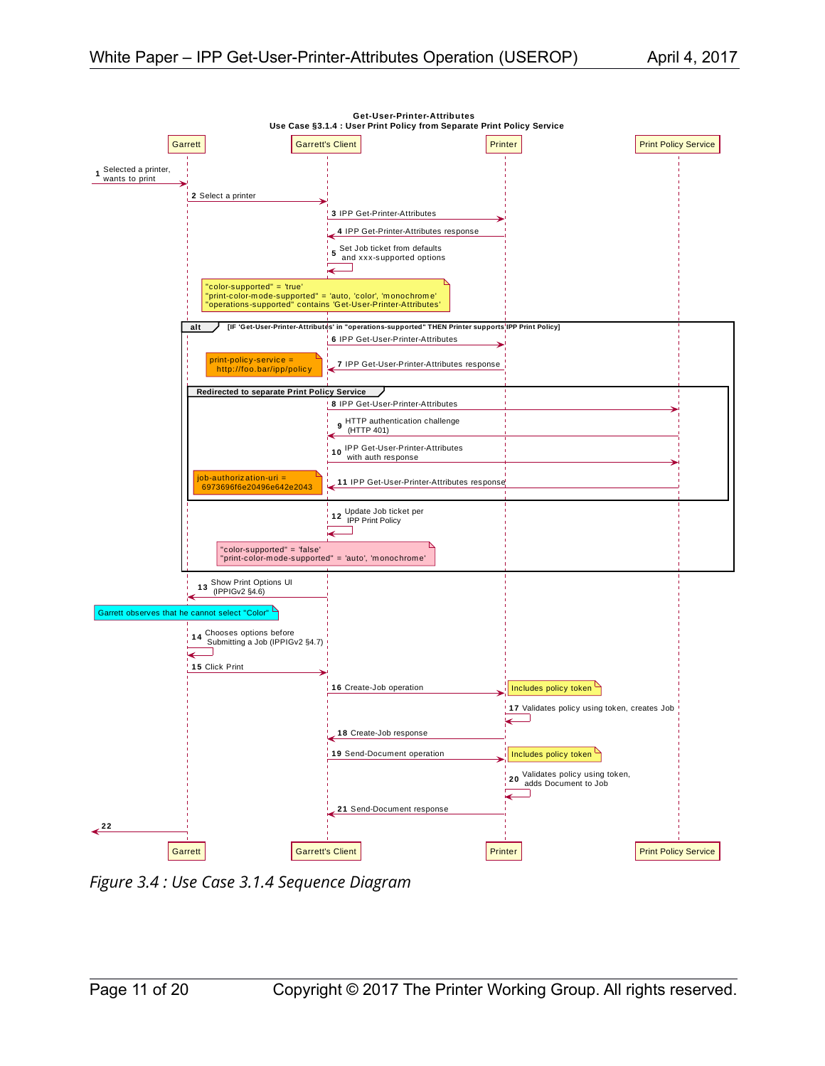**Get-User-Printer-Attributes**
**Use Case §3.1.4 : User Print Policy from Separate Print Policy Service**

Participants: Garrett, Garrett's Client, Printer, Print Policy Service

1. Selected a printer, wants to print
2. Select a printer
3. IPP Get-Printer-Attributes
4. IPP Get-Printer-Attributes response
5. Set Job ticket from defaults and xxx-supported options

Note: "color-supported" = 'true'
"print-color-mode-supported" = 'auto, 'color', 'monochrome'
"operations-supported" contains 'Get-User-Printer-Attributes'

**alt** [IF 'Get-User-Printer-Attributes' in "operations-supported" THEN Printer supports IPP Print Policy]

6. IPP Get-User-Printer-Attributes
7. IPP Get-User-Printer-Attributes response

Note: print-policy-service = http://foo.bar/ipp/policy

**Redirected to separate Print Policy Service**

8. IPP Get-User-Printer-Attributes
9. HTTP authentication challenge (HTTP 401)
10. IPP Get-User-Printer-Attributes with auth response
11. IPP Get-User-Printer-Attributes response

Note: job-authorization-uri = 6973696f6e20496e642e2043

12. Update Job ticket per IPP Print Policy

Note: "color-supported" = 'false'
"print-color-mode-supported" = 'auto', 'monochrome'

13. Show Print Options UI (IPPIGv2 §4.6)

Note: Garrett observes that he cannot select "Color"

14. Chooses options before Submitting a Job (IPPIGv2 §4.7)
15. Click Print
16. Create-Job operation (Note: Includes policy token)
17. Validates policy using token, creates Job
18. Create-Job response
19. Send-Document operation (Note: Includes policy token)
20. Validates policy using token, adds Document to Job
21. Send-Document response
22.

*Figure 3.4 : Use Case 3.1.4 Sequence Diagram*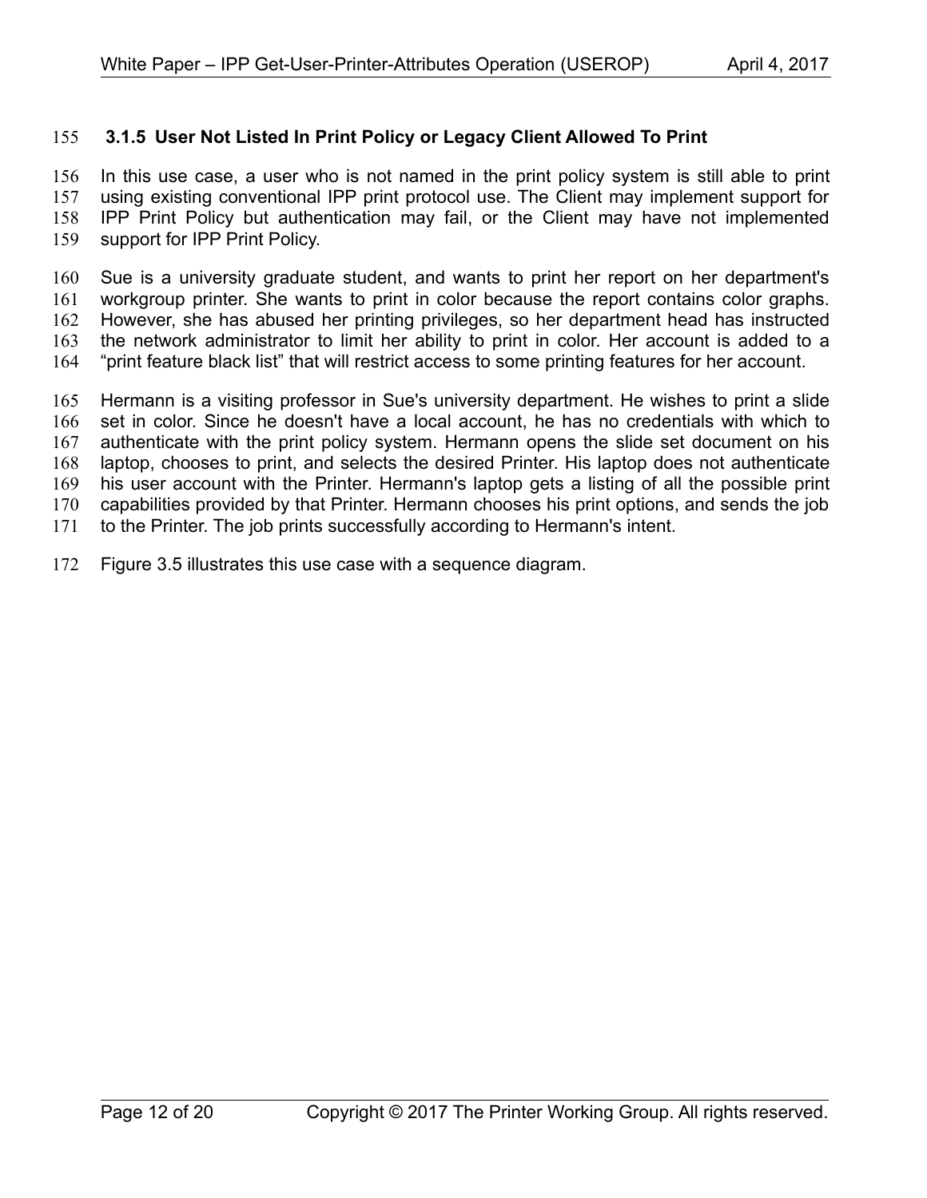### 3.1.5 User Not Listed In Print Policy or Legacy Client Allowed To Print

In this use case, a user who is not named in the print policy system is still able to print using existing conventional IPP print protocol use. The Client may implement support for IPP Print Policy but authentication may fail, or the Client may have not implemented support for IPP Print Policy.

Sue is a university graduate student, and wants to print her report on her department's workgroup printer. She wants to print in color because the report contains color graphs. However, she has abused her printing privileges, so her department head has instructed the network administrator to limit her ability to print in color. Her account is added to a "print feature black list" that will restrict access to some printing features for her account.

Hermann is a visiting professor in Sue's university department. He wishes to print a slide set in color. Since he doesn't have a local account, he has no credentials with which to authenticate with the print policy system. Hermann opens the slide set document on his laptop, chooses to print, and selects the desired Printer. His laptop does not authenticate his user account with the Printer. Hermann's laptop gets a listing of all the possible print capabilities provided by that Printer. Hermann chooses his print options, and sends the job to the Printer. The job prints successfully according to Hermann's intent.

Figure 3.5 illustrates this use case with a sequence diagram.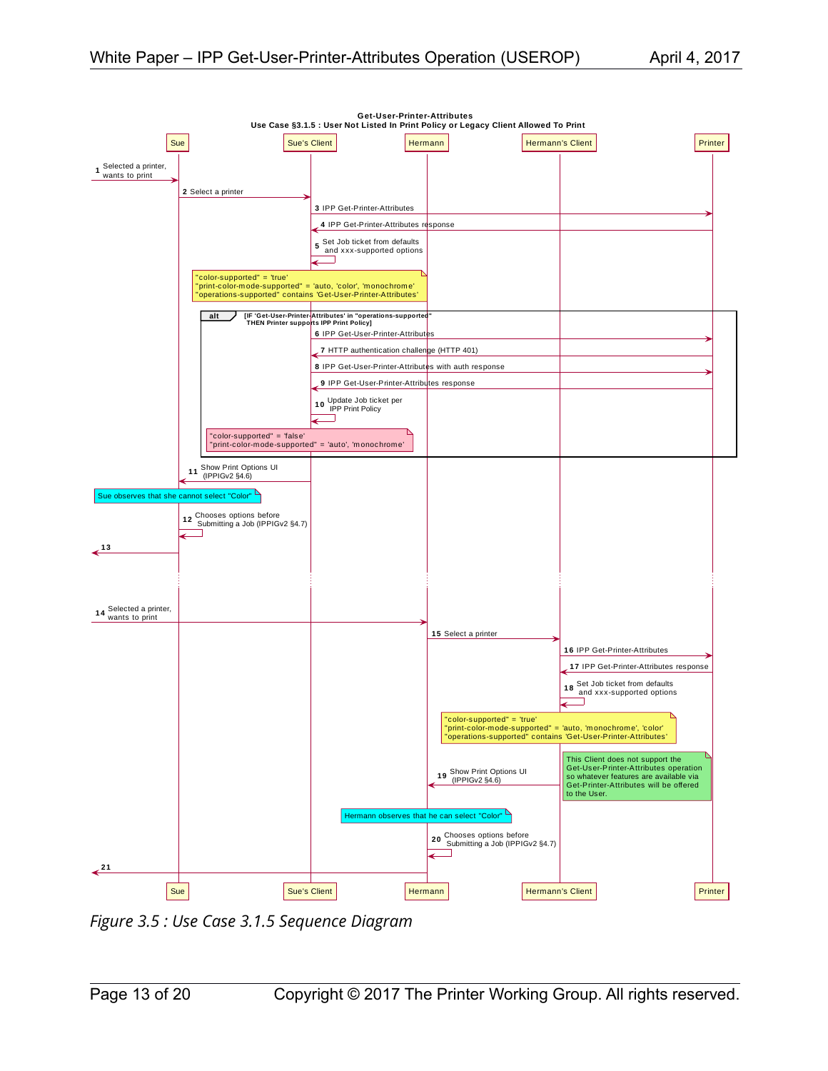**Get-User-Printer-Attributes**
**Use Case §3.1.5 : User Not Listed In Print Policy or Legacy Client Allowed To Print**

Participants: Sue, Sue's Client, Hermann, Hermann's Client, Printer

1. Selected a printer, wants to print
2. Select a printer
3. IPP Get-Printer-Attributes
4. IPP Get-Printer-Attributes response
5. Set Job ticket from defaults and xxx-supported options

Note: "color-supported" = 'true'
"print-color-mode-supported" = 'auto, 'color', 'monochrome'
"operations-supported" contains 'Get-User-Printer-Attributes'

alt [IF 'Get-User-Printer-Attributes' in "operations-supported" THEN Printer supports IPP Print Policy]

6. IPP Get-User-Printer-Attributes
7. HTTP authentication challenge (HTTP 401)
8. IPP Get-User-Printer-Attributes with auth response
9. IPP Get-User-Printer-Attributes response
10. Update Job ticket per IPP Print Policy

Note: "color-supported" = 'false'
"print-color-mode-supported" = 'auto', 'monochrome'

11. Show Print Options UI (IPPIGv2 §4.6)

Note: Sue observes that she cannot select "Color"

12. Chooses options before Submitting a Job (IPPIGv2 §4.7)
13.

14. Selected a printer, wants to print
15. Select a printer
16. IPP Get-Printer-Attributes
17. IPP Get-Printer-Attributes response
18. Set Job ticket from defaults and xxx-supported options

Note: "color-supported" = 'true'
"print-color-mode-supported" = 'auto, 'monochrome', 'color'
"operations-supported" contains 'Get-User-Printer-Attributes'

Note: This Client does not support the Get-User-Printer-Attributes operation so whatever features are available via Get-Printer-Attributes will be offered to the User.

19. Show Print Options UI (IPPIGv2 §4.6)

Note: Hermann observes that he can select "Color"

20. Chooses options before Submitting a Job (IPPIGv2 §4.7)
21.

*Figure 3.5 : Use Case 3.1.5 Sequence Diagram*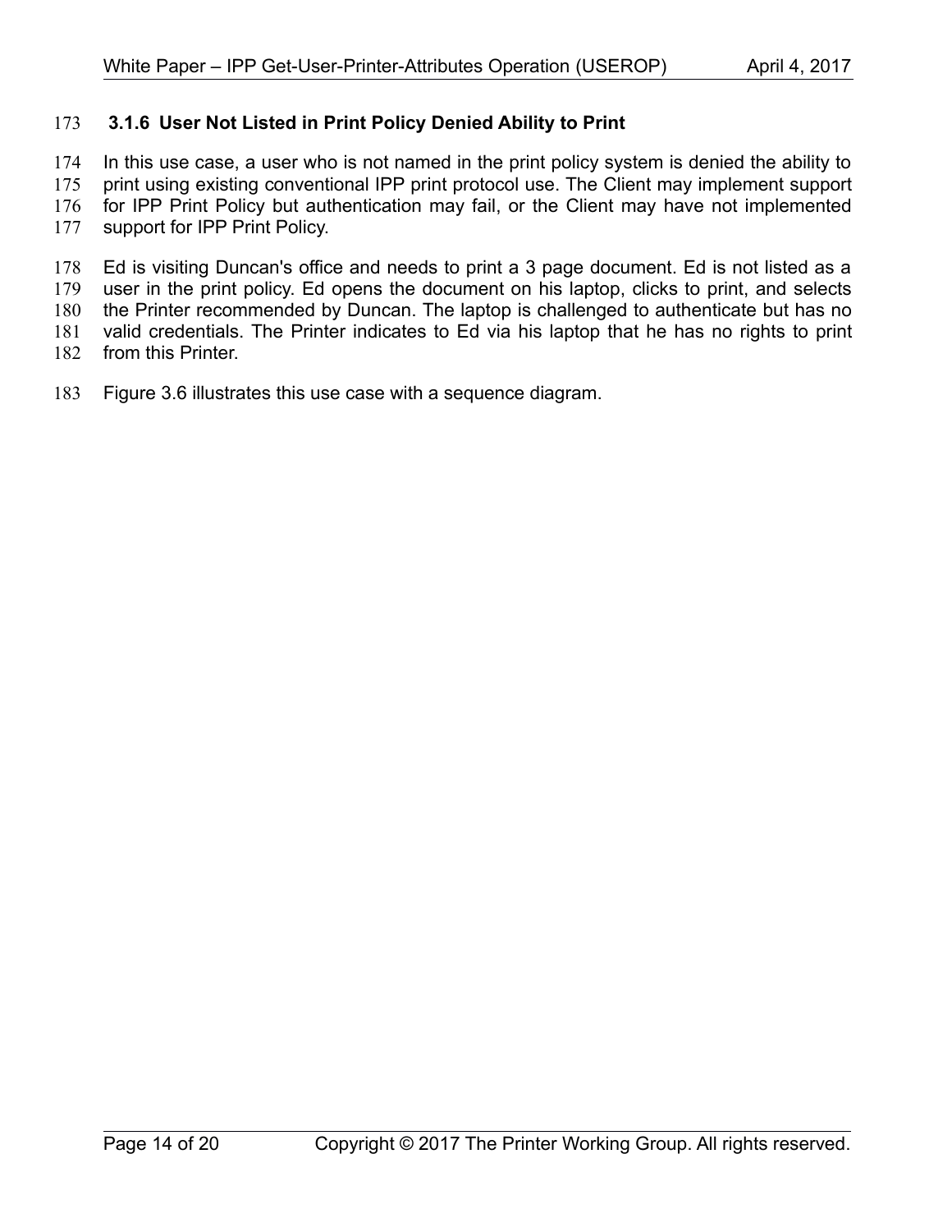### 3.1.6 User Not Listed in Print Policy Denied Ability to Print

In this use case, a user who is not named in the print policy system is denied the ability to print using existing conventional IPP print protocol use. The Client may implement support for IPP Print Policy but authentication may fail, or the Client may have not implemented support for IPP Print Policy.

Ed is visiting Duncan's office and needs to print a 3 page document. Ed is not listed as a user in the print policy. Ed opens the document on his laptop, clicks to print, and selects the Printer recommended by Duncan. The laptop is challenged to authenticate but has no valid credentials. The Printer indicates to Ed via his laptop that he has no rights to print from this Printer.

Figure 3.6 illustrates this use case with a sequence diagram.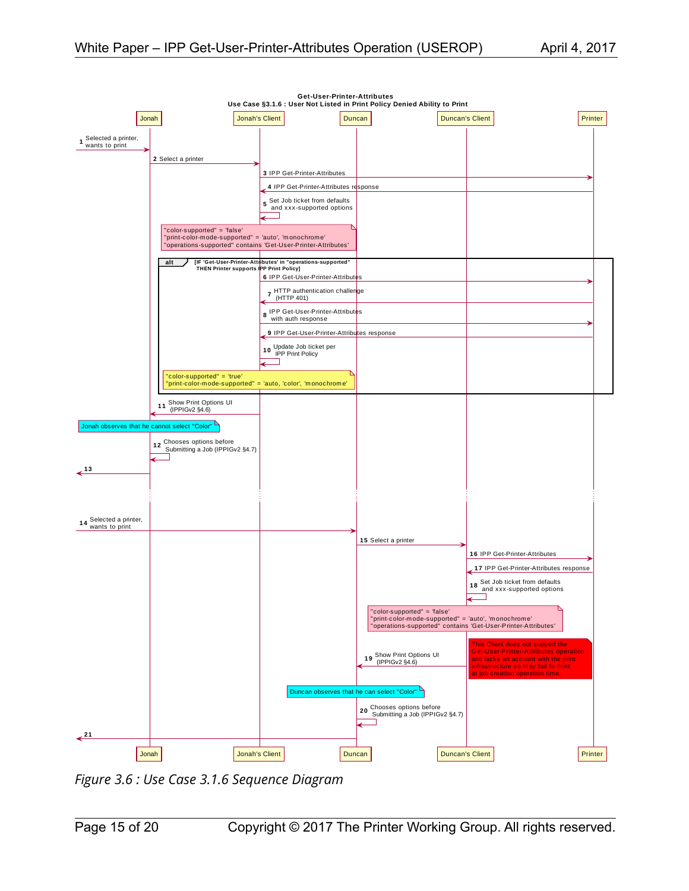**Get-User-Printer-Attributes**
**Use Case §3.1.6 : User Not Listed in Print Policy Denied Ability to Print**

Participants: Jonah, Jonah's Client, Duncan, Duncan's Client, Printer

1. Selected a printer, wants to print (→ Jonah)
2. Select a printer (Jonah → Jonah's Client)
3. IPP Get-Printer-Attributes (Jonah's Client → Printer)
4. IPP Get-Printer-Attributes response (Printer → Jonah's Client)
5. Set Job ticket from defaults and xxx-supported options (Jonah's Client)

> "color-supported" = 'false'
> "print-color-mode-supported" = 'auto', 'monochrome'
> "operations-supported" contains 'Get-User-Printer-Attributes'

**alt** [IF 'Get-User-Printer-Attributes' in "operations-supported" THEN Printer supports IPP Print Policy]

6. IPP Get-User-Printer-Attributes (Jonah's Client → Printer)
7. HTTP authentication challenge (HTTP 401) (Printer → Jonah's Client)
8. IPP Get-User-Printer-Attributes with auth response (Jonah's Client → Printer)
9. IPP Get-User-Printer-Attributes response (Printer → Jonah's Client)
10. Update Job ticket per IPP Print Policy (Jonah's Client)

> "color-supported" = 'true'
> "print-color-mode-supported" = 'auto, 'color', 'monochrome'

11. Show Print Options UI (IPPIGv2 §4.6) (Jonah's Client → Jonah)

> Jonah observes that he cannot select "Color"

12. Chooses options before Submitting a Job (IPPIGv2 §4.7) (Jonah)
13. (Jonah →)

...

14. Selected a printer, wants to print (→ Duncan)
15. Select a printer (Duncan → Duncan's Client)
16. IPP Get-Printer-Attributes (Duncan's Client → Printer)
17. IPP Get-Printer-Attributes response (Printer → Duncan's Client)
18. Set Job ticket from defaults and xxx-supported options (Duncan's Client)

> "color-supported" = 'false'
> "print-color-mode-supported" = 'auto', 'monochrome'
> "operations-supported" contains 'Get-User-Printer-Attributes'

> This Client does not support the Get-User-Printer-Attributes operation and lacks an account with the print infrastructure so may fail to print at job creation operation time.

19. Show Print Options UI (IPPIGv2 §4.6) (Duncan's Client → Duncan)

> Duncan observes that he can select "Color"

20. Chooses options before Submitting a Job (IPPIGv2 §4.7) (Duncan)
21. (Duncan →)

*Figure 3.6 : Use Case 3.1.6 Sequence Diagram*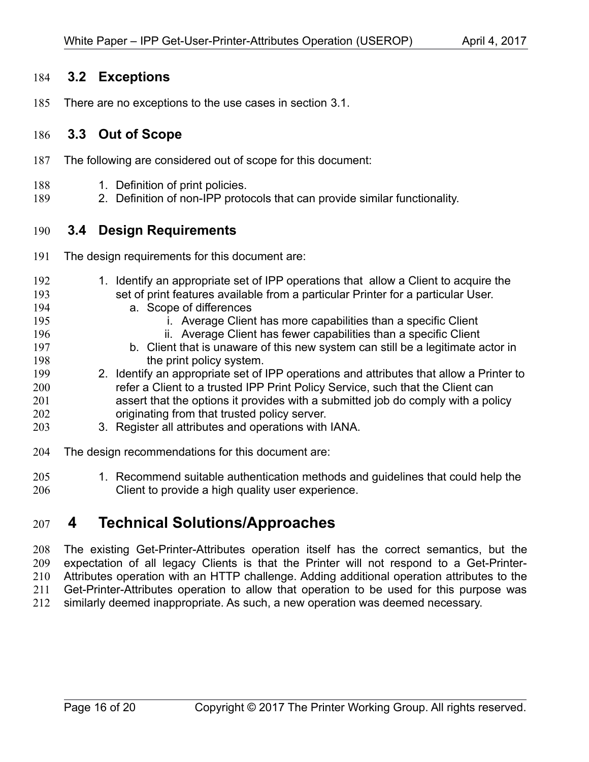## 3.2 Exceptions

There are no exceptions to the use cases in section 3.1.

## 3.3 Out of Scope

The following are considered out of scope for this document:

1. Definition of print policies.
2. Definition of non-IPP protocols that can provide similar functionality.

## 3.4 Design Requirements

The design requirements for this document are:

1. Identify an appropriate set of IPP operations that allow a Client to acquire the set of print features available from a particular Printer for a particular User.
   a. Scope of differences
      i. Average Client has more capabilities than a specific Client
      ii. Average Client has fewer capabilities than a specific Client
   b. Client that is unaware of this new system can still be a legitimate actor in the print policy system.
2. Identify an appropriate set of IPP operations and attributes that allow a Printer to refer a Client to a trusted IPP Print Policy Service, such that the Client can assert that the options it provides with a submitted job do comply with a policy originating from that trusted policy server.
3. Register all attributes and operations with IANA.

The design recommendations for this document are:

1. Recommend suitable authentication methods and guidelines that could help the Client to provide a high quality user experience.

# 4 Technical Solutions/Approaches

The existing Get-Printer-Attributes operation itself has the correct semantics, but the expectation of all legacy Clients is that the Printer will not respond to a Get-Printer-Attributes operation with an HTTP challenge. Adding additional operation attributes to the Get-Printer-Attributes operation to allow that operation to be used for this purpose was similarly deemed inappropriate. As such, a new operation was deemed necessary.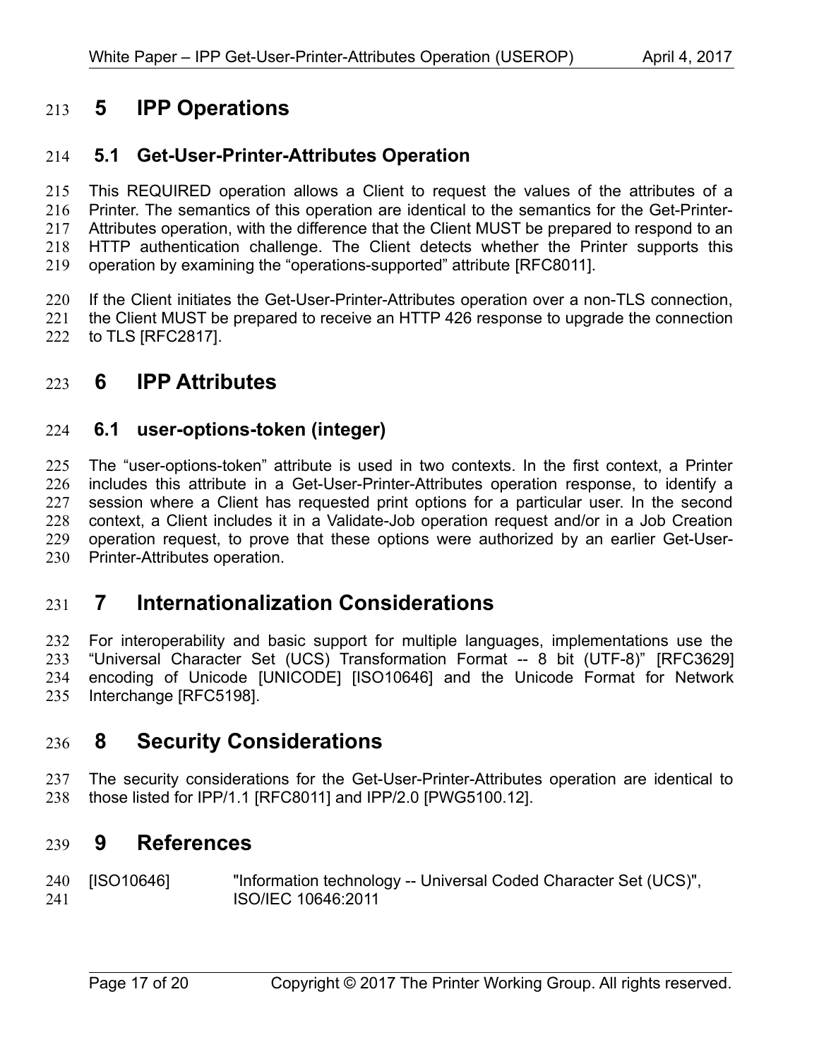# 5 IPP Operations

## 5.1 Get-User-Printer-Attributes Operation

This REQUIRED operation allows a Client to request the values of the attributes of a Printer. The semantics of this operation are identical to the semantics for the Get-Printer-Attributes operation, with the difference that the Client MUST be prepared to respond to an HTTP authentication challenge. The Client detects whether the Printer supports this operation by examining the "operations-supported" attribute [RFC8011].

If the Client initiates the Get-User-Printer-Attributes operation over a non-TLS connection, the Client MUST be prepared to receive an HTTP 426 response to upgrade the connection to TLS [RFC2817].

# 6 IPP Attributes

## 6.1 user-options-token (integer)

The "user-options-token" attribute is used in two contexts. In the first context, a Printer includes this attribute in a Get-User-Printer-Attributes operation response, to identify a session where a Client has requested print options for a particular user. In the second context, a Client includes it in a Validate-Job operation request and/or in a Job Creation operation request, to prove that these options were authorized by an earlier Get-User-Printer-Attributes operation.

# 7 Internationalization Considerations

For interoperability and basic support for multiple languages, implementations use the "Universal Character Set (UCS) Transformation Format -- 8 bit (UTF-8)" [RFC3629] encoding of Unicode [UNICODE] [ISO10646] and the Unicode Format for Network Interchange [RFC5198].

# 8 Security Considerations

The security considerations for the Get-User-Printer-Attributes operation are identical to those listed for IPP/1.1 [RFC8011] and IPP/2.0 [PWG5100.12].

# 9 References

[ISO10646] "Information technology -- Universal Coded Character Set (UCS)", ISO/IEC 10646:2011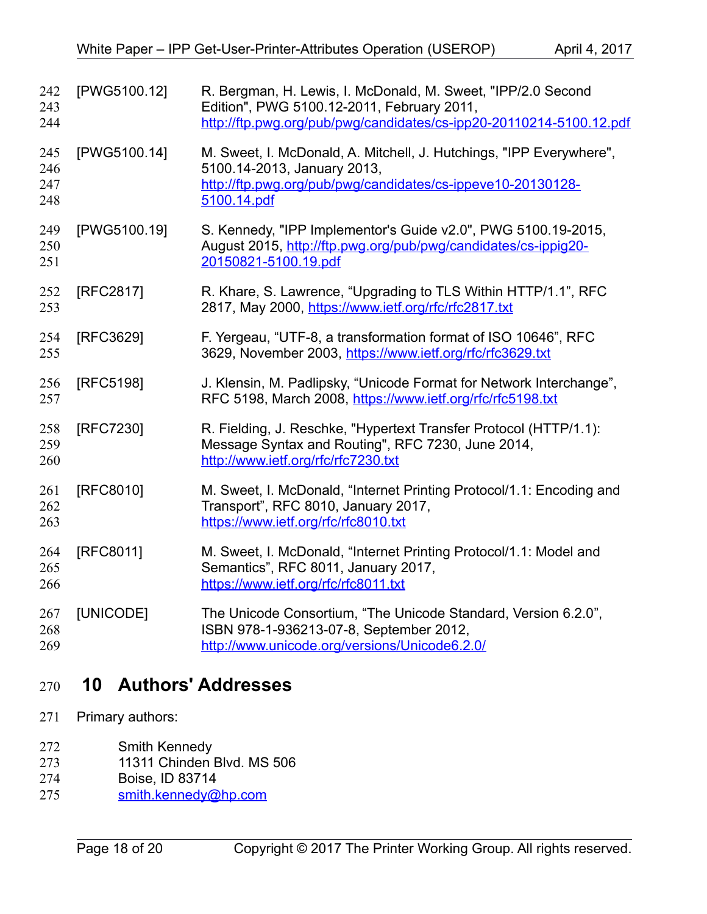[PWG5100.12] R. Bergman, H. Lewis, I. McDonald, M. Sweet, "IPP/2.0 Second Edition", PWG 5100.12-2011, February 2011, http://ftp.pwg.org/pub/pwg/candidates/cs-ipp20-20110214-5100.12.pdf

[PWG5100.14] M. Sweet, I. McDonald, A. Mitchell, J. Hutchings, "IPP Everywhere", 5100.14-2013, January 2013, http://ftp.pwg.org/pub/pwg/candidates/cs-ippeve10-20130128-5100.14.pdf

[PWG5100.19] S. Kennedy, "IPP Implementor's Guide v2.0", PWG 5100.19-2015, August 2015, http://ftp.pwg.org/pub/pwg/candidates/cs-ippig20-20150821-5100.19.pdf

[RFC2817] R. Khare, S. Lawrence, "Upgrading to TLS Within HTTP/1.1", RFC 2817, May 2000, https://www.ietf.org/rfc/rfc2817.txt

[RFC3629] F. Yergeau, "UTF-8, a transformation format of ISO 10646", RFC 3629, November 2003, https://www.ietf.org/rfc/rfc3629.txt

[RFC5198] J. Klensin, M. Padlipsky, "Unicode Format for Network Interchange", RFC 5198, March 2008, https://www.ietf.org/rfc/rfc5198.txt

[RFC7230] R. Fielding, J. Reschke, "Hypertext Transfer Protocol (HTTP/1.1): Message Syntax and Routing", RFC 7230, June 2014, http://www.ietf.org/rfc/rfc7230.txt

[RFC8010] M. Sweet, I. McDonald, "Internet Printing Protocol/1.1: Encoding and Transport", RFC 8010, January 2017, https://www.ietf.org/rfc/rfc8010.txt

[RFC8011] M. Sweet, I. McDonald, "Internet Printing Protocol/1.1: Model and Semantics", RFC 8011, January 2017, https://www.ietf.org/rfc/rfc8011.txt

[UNICODE] The Unicode Consortium, "The Unicode Standard, Version 6.2.0", ISBN 978-1-936213-07-8, September 2012, http://www.unicode.org/versions/Unicode6.2.0/

# 10 Authors' Addresses

Primary authors:

Smith Kennedy
11311 Chinden Blvd. MS 506
Boise, ID 83714
smith.kennedy@hp.com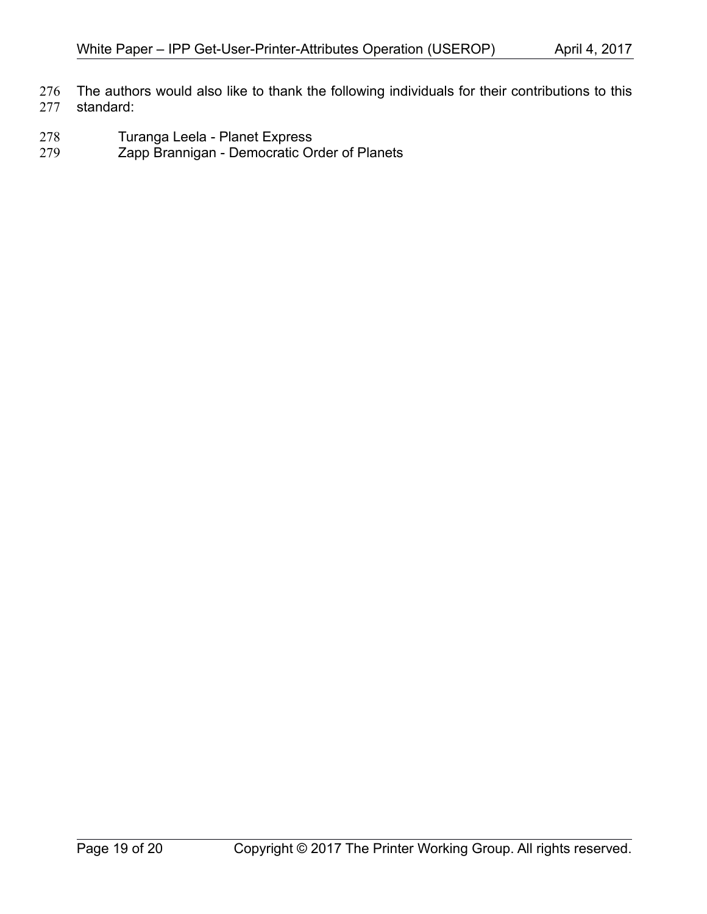The authors would also like to thank the following individuals for their contributions to this standard:

Turanga Leela - Planet Express
Zapp Brannigan - Democratic Order of Planets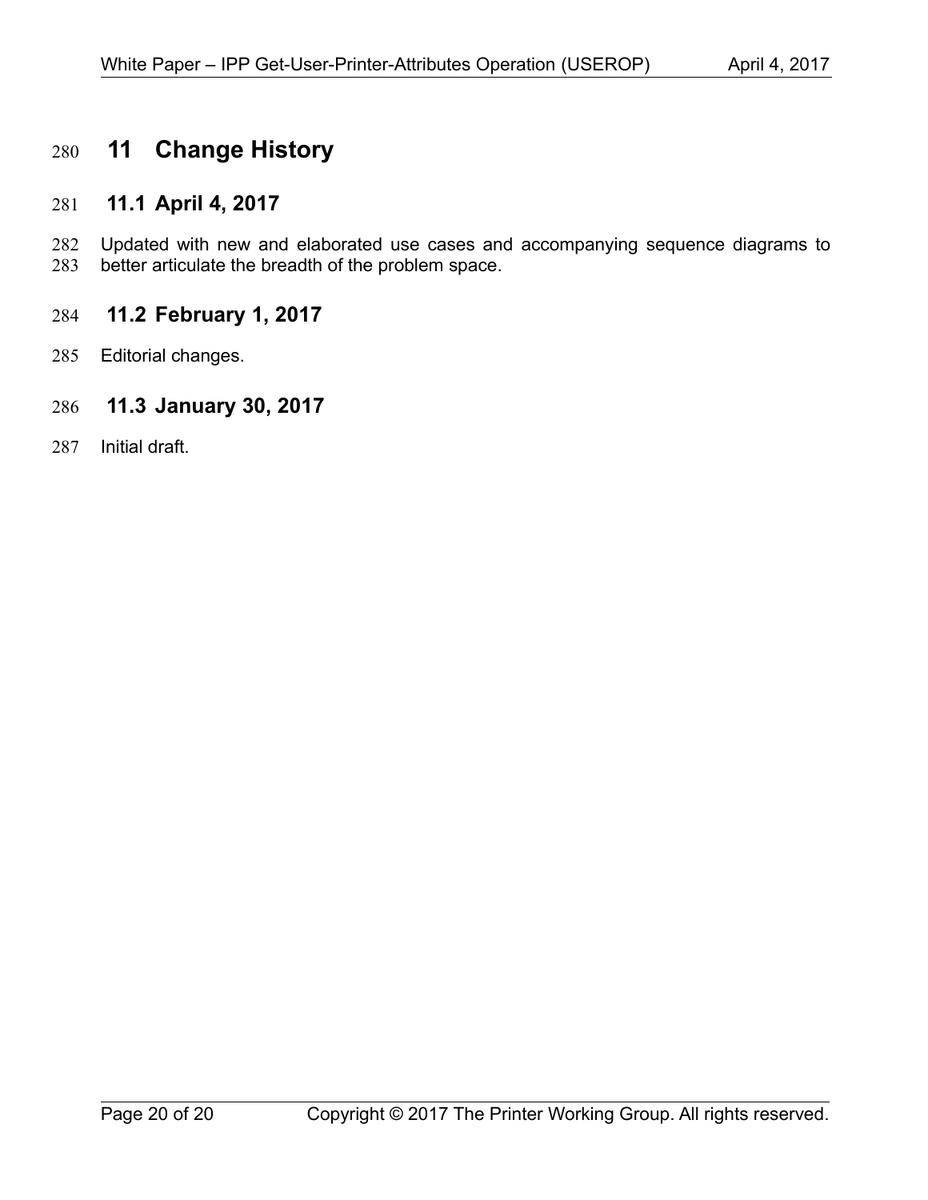# 11 Change History

## 11.1 April 4, 2017

Updated with new and elaborated use cases and accompanying sequence diagrams to better articulate the breadth of the problem space.

## 11.2 February 1, 2017

Editorial changes.

## 11.3 January 30, 2017

Initial draft.